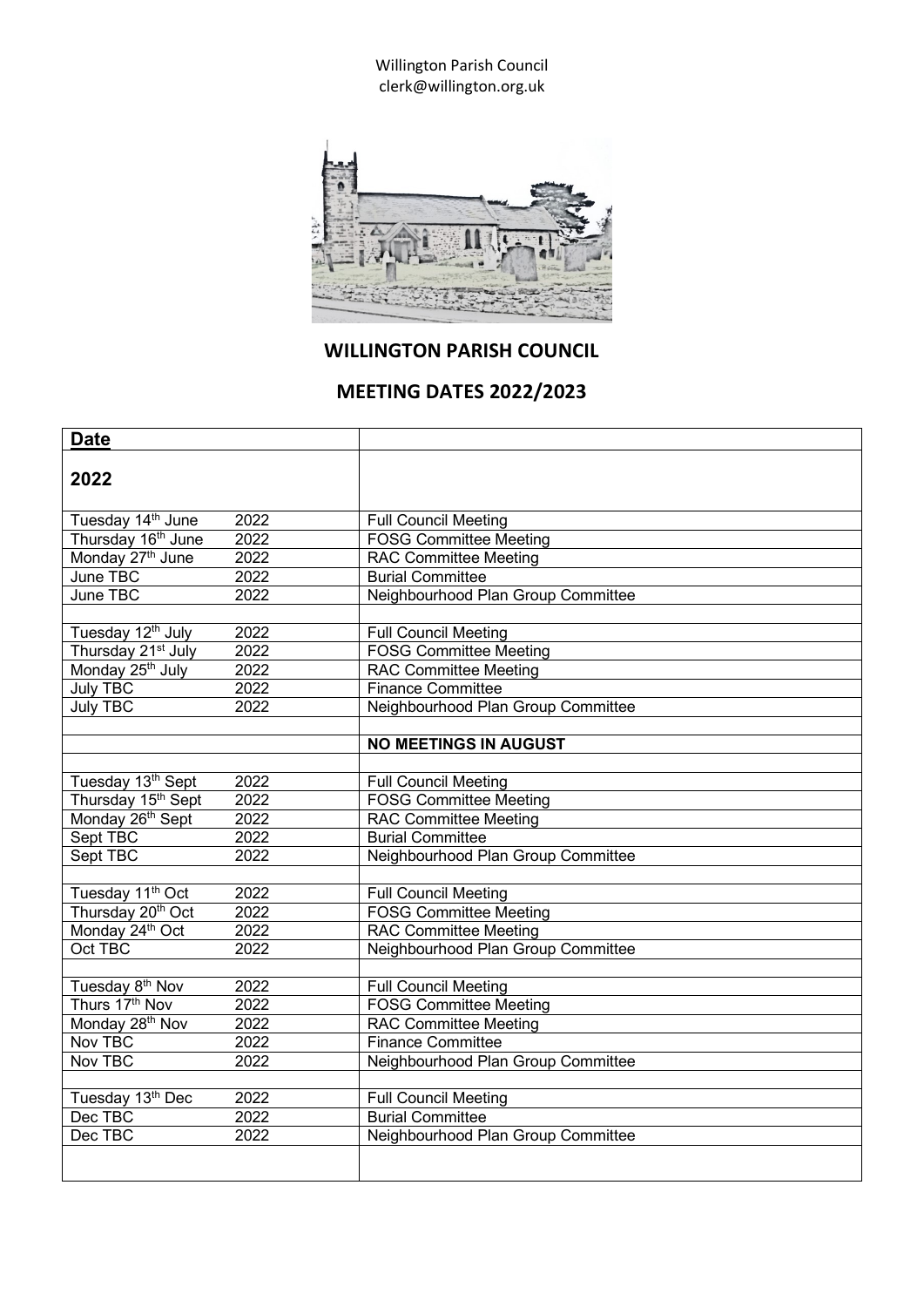Willington Parish Council
clerk@willington.org.uk

## WILLINGTON PARISH COUNCIL

## MEETING DATES 2022/2023

| **Date** | | |
|---|---|---|
| **2022** | | |
| Tuesday 14th June | 2022 | Full Council Meeting |
| Thursday 16th June | 2022 | FOSG Committee Meeting |
| Monday 27th June | 2022 | RAC Committee Meeting |
| June TBC | 2022 | Burial Committee |
| June TBC | 2022 | Neighbourhood Plan Group Committee |
| | | |
| Tuesday 12th July | 2022 | Full Council Meeting |
| Thursday 21st July | 2022 | FOSG Committee Meeting |
| Monday 25th July | 2022 | RAC Committee Meeting |
| July TBC | 2022 | Finance Committee |
| July TBC | 2022 | Neighbourhood Plan Group Committee |
| | | |
| | | **NO MEETINGS IN AUGUST** |
| | | |
| Tuesday 13th Sept | 2022 | Full Council Meeting |
| Thursday 15th Sept | 2022 | FOSG Committee Meeting |
| Monday 26th Sept | 2022 | RAC Committee Meeting |
| Sept TBC | 2022 | Burial Committee |
| Sept TBC | 2022 | Neighbourhood Plan Group Committee |
| | | |
| Tuesday 11th Oct | 2022 | Full Council Meeting |
| Thursday 20th Oct | 2022 | FOSG Committee Meeting |
| Monday 24th Oct | 2022 | RAC Committee Meeting |
| Oct TBC | 2022 | Neighbourhood Plan Group Committee |
| | | |
| Tuesday 8th Nov | 2022 | Full Council Meeting |
| Thurs 17th Nov | 2022 | FOSG Committee Meeting |
| Monday 28th Nov | 2022 | RAC Committee Meeting |
| Nov TBC | 2022 | Finance Committee |
| Nov TBC | 2022 | Neighbourhood Plan Group Committee |
| | | |
| Tuesday 13th Dec | 2022 | Full Council Meeting |
| Dec TBC | 2022 | Burial Committee |
| Dec TBC | 2022 | Neighbourhood Plan Group Committee |
| | | |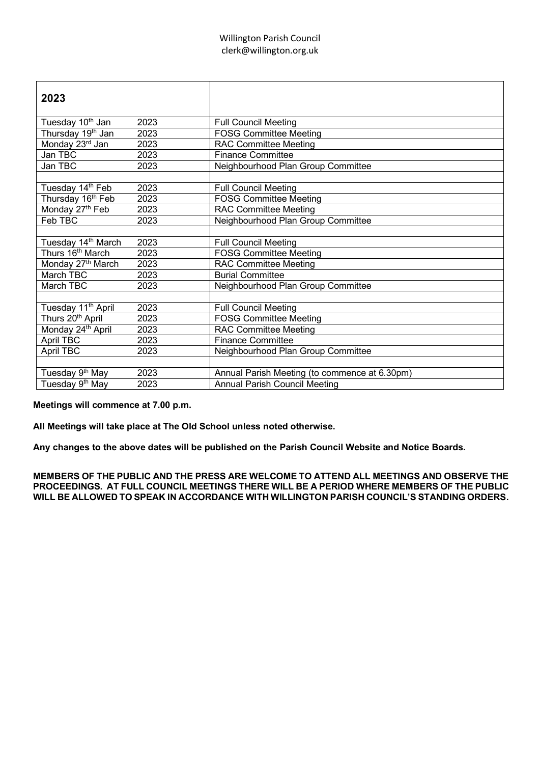Willington Parish Council
clerk@willington.org.uk

| 2023 | | |
|---|---|---|
| Tuesday 10th Jan | 2023 | Full Council Meeting |
| Thursday 19th Jan | 2023 | FOSG Committee Meeting |
| Monday 23rd Jan | 2023 | RAC Committee Meeting |
| Jan TBC | 2023 | Finance Committee |
| Jan TBC | 2023 | Neighbourhood Plan Group Committee |
| | | |
| Tuesday 14th Feb | 2023 | Full Council Meeting |
| Thursday 16th Feb | 2023 | FOSG Committee Meeting |
| Monday 27th Feb | 2023 | RAC Committee Meeting |
| Feb TBC | 2023 | Neighbourhood Plan Group Committee |
| | | |
| Tuesday 14th March | 2023 | Full Council Meeting |
| Thurs 16th March | 2023 | FOSG Committee Meeting |
| Monday 27th March | 2023 | RAC Committee Meeting |
| March TBC | 2023 | Burial Committee |
| March TBC | 2023 | Neighbourhood Plan Group Committee |
| | | |
| Tuesday 11th April | 2023 | Full Council Meeting |
| Thurs 20th April | 2023 | FOSG Committee Meeting |
| Monday 24th April | 2023 | RAC Committee Meeting |
| April TBC | 2023 | Finance Committee |
| April TBC | 2023 | Neighbourhood Plan Group Committee |
| | | |
| Tuesday 9th May | 2023 | Annual Parish Meeting (to commence at 6.30pm) |
| Tuesday 9th May | 2023 | Annual Parish Council Meeting |

**Meetings will commence at 7.00 p.m.**

**All Meetings will take place at The Old School unless noted otherwise.**

**Any changes to the above dates will be published on the Parish Council Website and Notice Boards.**

**MEMBERS OF THE PUBLIC AND THE PRESS ARE WELCOME TO ATTEND ALL MEETINGS AND OBSERVE THE PROCEEDINGS. AT FULL COUNCIL MEETINGS THERE WILL BE A PERIOD WHERE MEMBERS OF THE PUBLIC WILL BE ALLOWED TO SPEAK IN ACCORDANCE WITH WILLINGTON PARISH COUNCIL'S STANDING ORDERS.**